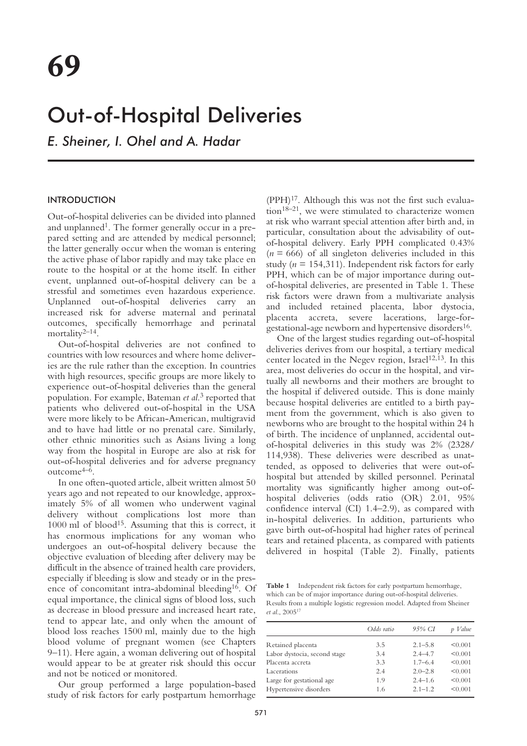# 69

# Out-of-Hospital Deliveries

*E. Sheiner, I. Ohel and A. Hadar*

## INTRODUCTION

Out-of-hospital deliveries can be divided into planned and unplanned[1]. The former generally occur in a prepared setting and are attended by medical personnel; the latter generally occur when the woman is entering the active phase of labor rapidly and may take place en route to the hospital or at the home itself. In either event, unplanned out-of-hospital delivery can be a stressful and sometimes even hazardous experience. Unplanned out-of-hospital deliveries carry an increased risk for adverse maternal and perinatal outcomes, specifically hemorrhage and perinatal mortality[2–14].

Out-of-hospital deliveries are not confined to countries with low resources and where home deliveries are the rule rather than the exception. In countries with high resources, specific groups are more likely to experience out-of-hospital deliveries than the general population. For example, Bateman *et al.*[3] reported that patients who delivered out-of-hospital in the USA were more likely to be African-American, multigravid and to have had little or no prenatal care. Similarly, other ethnic minorities such as Asians living a long way from the hospital in Europe are also at risk for out-of-hospital deliveries and for adverse pregnancy outcome[4–6].

In one often-quoted article, albeit written almost 50 years ago and not repeated to our knowledge, approximately 5% of all women who underwent vaginal delivery without complications lost more than 1000 ml of blood[15]. Assuming that this is correct, it has enormous implications for any woman who undergoes an out-of-hospital delivery because the objective evaluation of bleeding after delivery may be difficult in the absence of trained health care providers, especially if bleeding is slow and steady or in the presence of concomitant intra-abdominal bleeding[16]. Of equal importance, the clinical signs of blood loss, such as decrease in blood pressure and increased heart rate, tend to appear late, and only when the amount of blood loss reaches 1500 ml, mainly due to the high blood volume of pregnant women (see Chapters 9–11). Here again, a woman delivering out of hospital would appear to be at greater risk should this occur and not be noticed or monitored.

Our group performed a large population-based study of risk factors for early postpartum hemorrhage (PPH)[17]. Although this was not the first such evaluation[18–21], we were stimulated to characterize women at risk who warrant special attention after birth and, in particular, consultation about the advisability of out-of-hospital delivery. Early PPH complicated 0.43% ($n$ = 666) of all singleton deliveries included in this study ($n$ = 154,311). Independent risk factors for early PPH, which can be of major importance during out-of-hospital deliveries, are presented in Table 1. These risk factors were drawn from a multivariate analysis and included retained placenta, labor dystocia, placenta accreta, severe lacerations, large-for-gestational-age newborn and hypertensive disorders[16].

One of the largest studies regarding out-of-hospital deliveries derives from our hospital, a tertiary medical center located in the Negev region, Israel[12,13]. In this area, most deliveries do occur in the hospital, and virtually all newborns and their mothers are brought to the hospital if delivered outside. This is done mainly because hospital deliveries are entitled to a birth payment from the government, which is also given to newborns who are brought to the hospital within 24 h of birth. The incidence of unplanned, accidental out-of-hospital deliveries in this study was 2% (2328/114,938). These deliveries were described as unattended, as opposed to deliveries that were out-of-hospital but attended by skilled personnel. Perinatal mortality was significantly higher among out-of-hospital deliveries (odds ratio (OR) 2.01, 95% confidence interval (CI) 1.4–2.9), as compared with in-hospital deliveries. In addition, parturients who gave birth out-of-hospital had higher rates of perineal tears and retained placenta, as compared with patients delivered in hospital (Table 2). Finally, patients

**Table 1** Independent risk factors for early postpartum hemorrhage, which can be of major importance during out-of-hospital deliveries. Results from a multiple logistic regression model. Adapted from Sheiner *et al.*, 2005[17]

| | *Odds ratio* | *95% CI* | *p Value* |
|---|---|---|---|
| Retained placenta | 3.5 | 2.1–5.8 | <0.001 |
| Labor dystocia, second stage | 3.4 | 2.4–4.7 | <0.001 |
| Placenta accreta | 3.3 | 1.7–6.4 | <0.001 |
| Lacerations | 2.4 | 2.0–2.8 | <0.001 |
| Large for gestational age | 1.9 | 2.4–1.6 | <0.001 |
| Hypertensive disorders | 1.6 | 2.1–1.2 | <0.001 |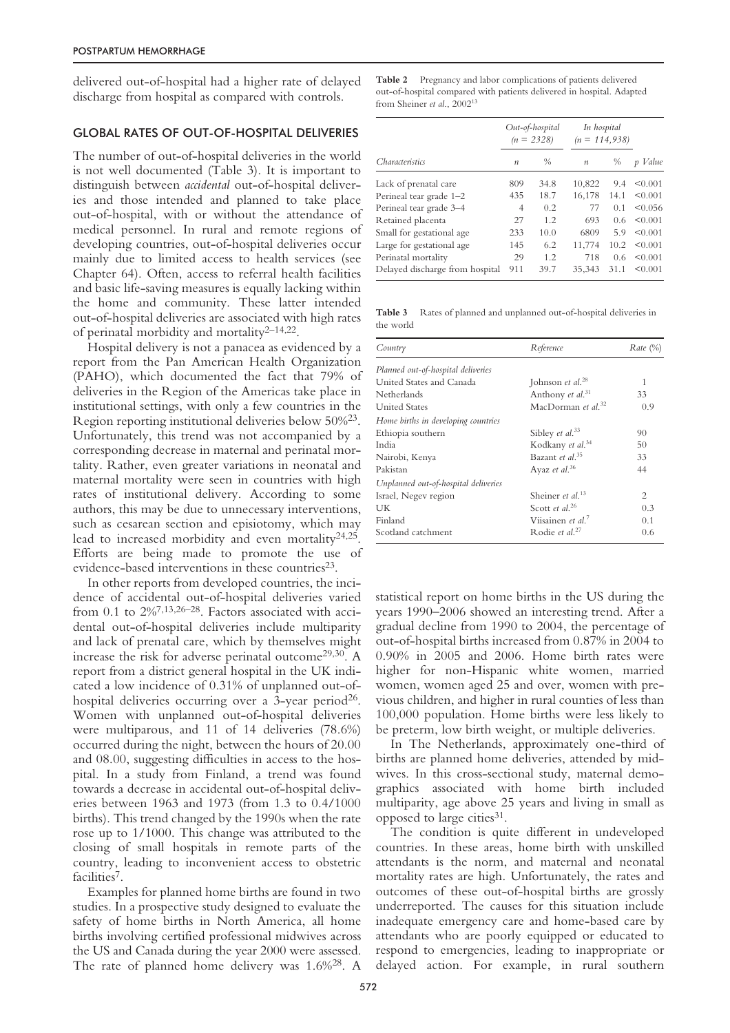delivered out-of-hospital had a higher rate of delayed discharge from hospital as compared with controls.

## GLOBAL RATES OF OUT-OF-HOSPITAL DELIVERIES

The number of out-of-hospital deliveries in the world is not well documented (Table 3). It is important to distinguish between *accidental* out-of-hospital deliveries and those intended and planned to take place out-of-hospital, with or without the attendance of medical personnel. In rural and remote regions of developing countries, out-of-hospital deliveries occur mainly due to limited access to health services (see Chapter 64). Often, access to referral health facilities and basic life-saving measures is equally lacking within the home and community. These latter intended out-of-hospital deliveries are associated with high rates of perinatal morbidity and mortality[2–14,22].

Hospital delivery is not a panacea as evidenced by a report from the Pan American Health Organization (PAHO), which documented the fact that 79% of deliveries in the Region of the Americas take place in institutional settings, with only a few countries in the Region reporting institutional deliveries below 50%[23]. Unfortunately, this trend was not accompanied by a corresponding decrease in maternal and perinatal mortality. Rather, even greater variations in neonatal and maternal mortality were seen in countries with high rates of institutional delivery. According to some authors, this may be due to unnecessary interventions, such as cesarean section and episiotomy, which may lead to increased morbidity and even mortality[24,25]. Efforts are being made to promote the use of evidence-based interventions in these countries[23].

In other reports from developed countries, the incidence of accidental out-of-hospital deliveries varied from 0.1 to 2%[7,13,26–28]. Factors associated with accidental out-of-hospital deliveries include multiparity and lack of prenatal care, which by themselves might increase the risk for adverse perinatal outcome[29,30]. A report from a district general hospital in the UK indicated a low incidence of 0.31% of unplanned out-of-hospital deliveries occurring over a 3-year period[26]. Women with unplanned out-of-hospital deliveries were multiparous, and 11 of 14 deliveries (78.6%) occurred during the night, between the hours of 20.00 and 08.00, suggesting difficulties in access to the hospital. In a study from Finland, a trend was found towards a decrease in accidental out-of-hospital deliveries between 1963 and 1973 (from 1.3 to 0.4/1000 births). This trend changed by the 1990s when the rate rose up to 1/1000. This change was attributed to the closing of small hospitals in remote parts of the country, leading to inconvenient access to obstetric facilities[7].

Examples for planned home births are found in two studies. In a prospective study designed to evaluate the safety of home births in North America, all home births involving certified professional midwives across the US and Canada during the year 2000 were assessed. The rate of planned home delivery was 1.6%[28]. A statistical report on home births in the US during the years 1990–2006 showed an interesting trend. After a gradual decline from 1990 to 2004, the percentage of out-of-hospital births increased from 0.87% in 2004 to 0.90% in 2005 and 2006. Home birth rates were higher for non-Hispanic white women, married women, women aged 25 and over, women with previous children, and higher in rural counties of less than 100,000 population. Home births were less likely to be preterm, low birth weight, or multiple deliveries.

In The Netherlands, approximately one-third of births are planned home deliveries, attended by midwives. In this cross-sectional study, maternal demographics associated with home birth included multiparity, age above 25 years and living in small as opposed to large cities[31].

The condition is quite different in undeveloped countries. In these areas, home birth with unskilled attendants is the norm, and maternal and neonatal mortality rates are high. Unfortunately, the rates and outcomes of these out-of-hospital births are grossly underreported. The causes for this situation include inadequate emergency care and home-based care by attendants who are poorly equipped or educated to respond to emergencies, leading to inappropriate or delayed action. For example, in rural southern

**Table 2** Pregnancy and labor complications of patients delivered out-of-hospital compared with patients delivered in hospital. Adapted from Sheiner *et al.*, 2002[13]

| *Characteristics* | *Out-of-hospital (n = 2328)* | | *In hospital (n = 114,938)* | | *p Value* |
|---|---|---|---|---|---|
| | *n* | % | *n* | % | |
| Lack of prenatal care | 809 | 34.8 | 10,822 | 9.4 | <0.001 |
| Perineal tear grade 1–2 | 435 | 18.7 | 16,178 | 14.1 | <0.001 |
| Perineal tear grade 3–4 | 4 | 0.2 | 77 | 0.1 | <0.056 |
| Retained placenta | 27 | 1.2 | 693 | 0.6 | <0.001 |
| Small for gestational age | 233 | 10.0 | 6809 | 5.9 | <0.001 |
| Large for gestational age | 145 | 6.2 | 11,774 | 10.2 | <0.001 |
| Perinatal mortality | 29 | 1.2 | 718 | 0.6 | <0.001 |
| Delayed discharge from hospital | 911 | 39.7 | 35,343 | 31.1 | <0.001 |

**Table 3** Rates of planned and unplanned out-of-hospital deliveries in the world

| *Country* | *Reference* | *Rate (%)* |
|---|---|---|
| *Planned out-of-hospital deliveries* | | |
| United States and Canada | Johnson *et al.*[28] | 1 |
| Netherlands | Anthony *et al.*[31] | 33 |
| United States | MacDorman *et al.*[32] | 0.9 |
| *Home births in developing countries* | | |
| Ethiopia southern | Sibley *et al.*[33] | 90 |
| India | Kodkany *et al.*[34] | 50 |
| Nairobi, Kenya | Bazant *et al.*[35] | 33 |
| Pakistan | Ayaz *et al.*[36] | 44 |
| *Unplanned out-of-hospital deliveries* | | |
| Israel, Negev region | Sheiner *et al.*[13] | 2 |
| UK | Scott *et al.*[26] | 0.3 |
| Finland | Viisainen *et al.*[7] | 0.1 |
| Scotland catchment | Rodie *et al.*[27] | 0.6 |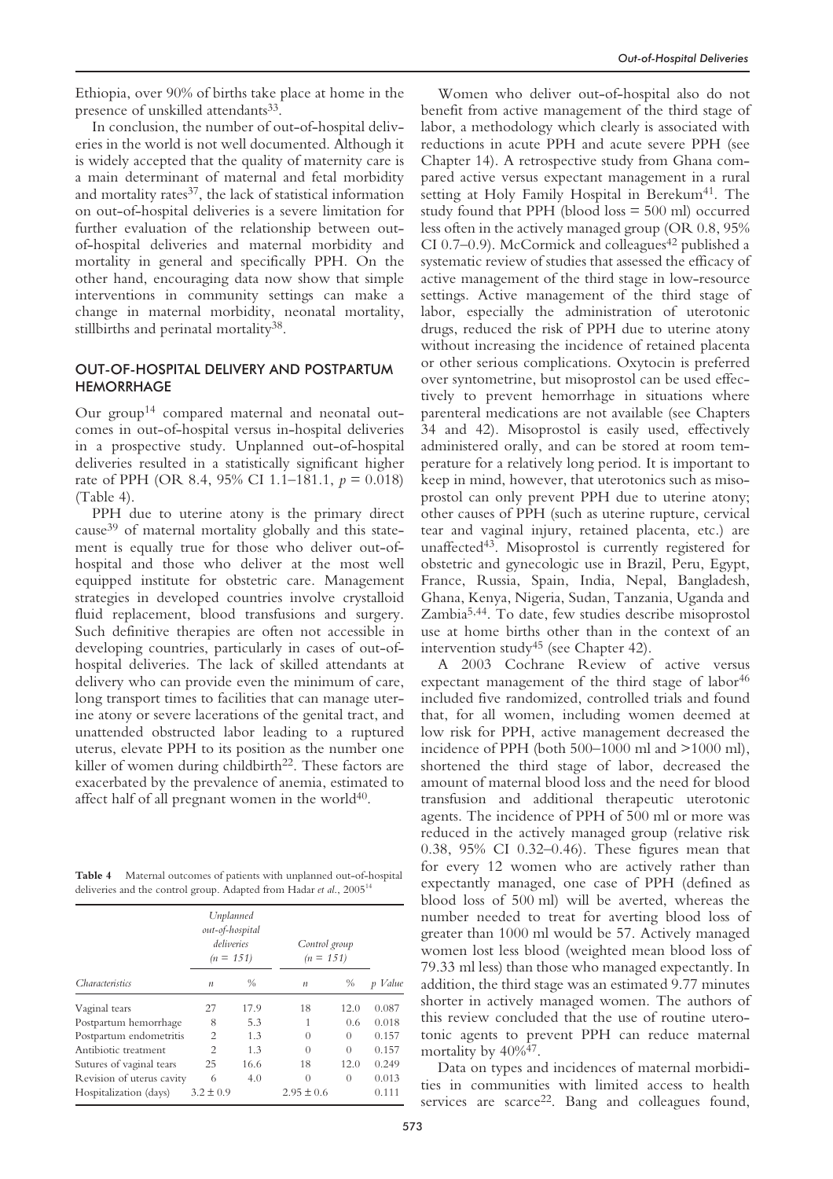Ethiopia, over 90% of births take place at home in the presence of unskilled attendants[33].

In conclusion, the number of out-of-hospital deliveries in the world is not well documented. Although it is widely accepted that the quality of maternity care is a main determinant of maternal and fetal morbidity and mortality rates[37], the lack of statistical information on out-of-hospital deliveries is a severe limitation for further evaluation of the relationship between out-of-hospital deliveries and maternal morbidity and mortality in general and specifically PPH. On the other hand, encouraging data now show that simple interventions in community settings can make a change in maternal morbidity, neonatal mortality, stillbirths and perinatal mortality[38].

## OUT-OF-HOSPITAL DELIVERY AND POSTPARTUM HEMORRHAGE

Our group[14] compared maternal and neonatal outcomes in out-of-hospital versus in-hospital deliveries in a prospective study. Unplanned out-of-hospital deliveries resulted in a statistically significant higher rate of PPH (OR 8.4, 95% CI 1.1–181.1, $p = 0.018$) (Table 4).

PPH due to uterine atony is the primary direct cause[39] of maternal mortality globally and this statement is equally true for those who deliver out-of-hospital and those who deliver at the most well equipped institute for obstetric care. Management strategies in developed countries involve crystalloid fluid replacement, blood transfusions and surgery. Such definitive therapies are often not accessible in developing countries, particularly in cases of out-of-hospital deliveries. The lack of skilled attendants at delivery who can provide even the minimum of care, long transport times to facilities that can manage uterine atony or severe lacerations of the genital tract, and unattended obstructed labor leading to a ruptured uterus, elevate PPH to its position as the number one killer of women during childbirth[22]. These factors are exacerbated by the prevalence of anemia, estimated to affect half of all pregnant women in the world[40].

**Table 4** Maternal outcomes of patients with unplanned out-of-hospital deliveries and the control group. Adapted from Hadar *et al.*, 2005[14]

| Characteristics | Unplanned out-of-hospital deliveries ($n = 151$) | | Control group ($n = 151$) | | *p* Value |
|---|---|---|---|---|---|
| | *n* | % | *n* | % | |
| Vaginal tears | 27 | 17.9 | 18 | 12.0 | 0.087 |
| Postpartum hemorrhage | 8 | 5.3 | 1 | 0.6 | 0.018 |
| Postpartum endometritis | 2 | 1.3 | 0 | 0 | 0.157 |
| Antibiotic treatment | 2 | 1.3 | 0 | 0 | 0.157 |
| Sutures of vaginal tears | 25 | 16.6 | 18 | 12.0 | 0.249 |
| Revision of uterus cavity | 6 | 4.0 | 0 | 0 | 0.013 |
| Hospitalization (days) | 3.2 ± 0.9 | | 2.95 ± 0.6 | | 0.111 |

Women who deliver out-of-hospital also do not benefit from active management of the third stage of labor, a methodology which clearly is associated with reductions in acute PPH and acute severe PPH (see Chapter 14). A retrospective study from Ghana compared active versus expectant management in a rural setting at Holy Family Hospital in Berekum[41]. The study found that PPH (blood loss = 500 ml) occurred less often in the actively managed group (OR 0.8, 95% CI 0.7–0.9). McCormick and colleagues[42] published a systematic review of studies that assessed the efficacy of active management of the third stage in low-resource settings. Active management of the third stage of labor, especially the administration of uterotonic drugs, reduced the risk of PPH due to uterine atony without increasing the incidence of retained placenta or other serious complications. Oxytocin is preferred over syntometrine, but misoprostol can be used effectively to prevent hemorrhage in situations where parenteral medications are not available (see Chapters 34 and 42). Misoprostol is easily used, effectively administered orally, and can be stored at room temperature for a relatively long period. It is important to keep in mind, however, that uterotonics such as misoprostol can only prevent PPH due to uterine atony; other causes of PPH (such as uterine rupture, cervical tear and vaginal injury, retained placenta, etc.) are unaffected[43]. Misoprostol is currently registered for obstetric and gynecologic use in Brazil, Peru, Egypt, France, Russia, Spain, India, Nepal, Bangladesh, Ghana, Kenya, Nigeria, Sudan, Tanzania, Uganda and Zambia[5,44]. To date, few studies describe misoprostol use at home births other than in the context of an intervention study[45] (see Chapter 42).

A 2003 Cochrane Review of active versus expectant management of the third stage of labor[46] included five randomized, controlled trials and found that, for all women, including women deemed at low risk for PPH, active management decreased the incidence of PPH (both 500–1000 ml and >1000 ml), shortened the third stage of labor, decreased the amount of maternal blood loss and the need for blood transfusion and additional therapeutic uterotonic agents. The incidence of PPH of 500 ml or more was reduced in the actively managed group (relative risk 0.38, 95% CI 0.32–0.46). These figures mean that for every 12 women who are actively rather than expectantly managed, one case of PPH (defined as blood loss of 500 ml) will be averted, whereas the number needed to treat for averting blood loss of greater than 1000 ml would be 57. Actively managed women lost less blood (weighted mean blood loss of 79.33 ml less) than those who managed expectantly. In addition, the third stage was an estimated 9.77 minutes shorter in actively managed women. The authors of this review concluded that the use of routine uterotonic agents to prevent PPH can reduce maternal mortality by 40%[47].

Data on types and incidences of maternal morbidities in communities with limited access to health services are scarce[22]. Bang and colleagues found,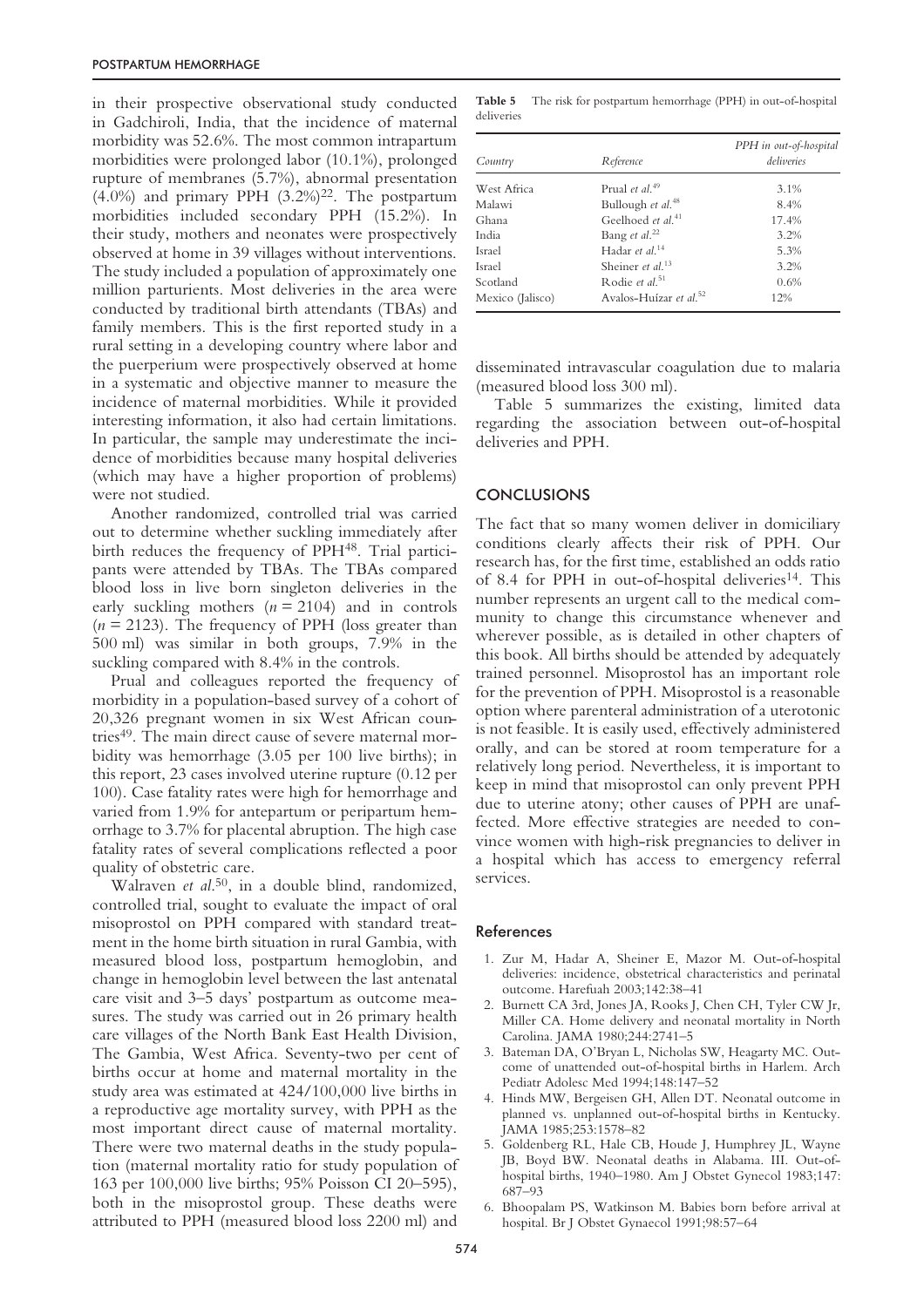in their prospective observational study conducted in Gadchiroli, India, that the incidence of maternal morbidity was 52.6%. The most common intrapartum morbidities were prolonged labor (10.1%), prolonged rupture of membranes (5.7%), abnormal presentation (4.0%) and primary PPH (3.2%)[22]. The postpartum morbidities included secondary PPH (15.2%). In their study, mothers and neonates were prospectively observed at home in 39 villages without interventions. The study included a population of approximately one million parturients. Most deliveries in the area were conducted by traditional birth attendants (TBAs) and family members. This is the first reported study in a rural setting in a developing country where labor and the puerperium were prospectively observed at home in a systematic and objective manner to measure the incidence of maternal morbidities. While it provided interesting information, it also had certain limitations. In particular, the sample may underestimate the incidence of morbidities because many hospital deliveries (which may have a higher proportion of problems) were not studied.

Another randomized, controlled trial was carried out to determine whether suckling immediately after birth reduces the frequency of PPH[48]. Trial participants were attended by TBAs. The TBAs compared blood loss in live born singleton deliveries in the early suckling mothers ($n = 2104$) and in controls ($n = 2123$). The frequency of PPH (loss greater than 500 ml) was similar in both groups, 7.9% in the suckling compared with 8.4% in the controls.

Prual and colleagues reported the frequency of morbidity in a population-based survey of a cohort of 20,326 pregnant women in six West African countries[49]. The main direct cause of severe maternal morbidity was hemorrhage (3.05 per 100 live births); in this report, 23 cases involved uterine rupture (0.12 per 100). Case fatality rates were high for hemorrhage and varied from 1.9% for antepartum or peripartum hemorrhage to 3.7% for placental abruption. The high case fatality rates of several complications reflected a poor quality of obstetric care.

Walraven *et al.*[50], in a double blind, randomized, controlled trial, sought to evaluate the impact of oral misoprostol on PPH compared with standard treatment in the home birth situation in rural Gambia, with measured blood loss, postpartum hemoglobin, and change in hemoglobin level between the last antenatal care visit and 3–5 days' postpartum as outcome measures. The study was carried out in 26 primary health care villages of the North Bank East Health Division, The Gambia, West Africa. Seventy-two per cent of births occur at home and maternal mortality in the study area was estimated at 424/100,000 live births in a reproductive age mortality survey, with PPH as the most important direct cause of maternal mortality. There were two maternal deaths in the study population (maternal mortality ratio for study population of 163 per 100,000 live births; 95% Poisson CI 20–595), both in the misoprostol group. These deaths were attributed to PPH (measured blood loss 2200 ml) and disseminated intravascular coagulation due to malaria (measured blood loss 300 ml).

Table 5 summarizes the existing, limited data regarding the association between out-of-hospital deliveries and PPH.

**Table 5** The risk for postpartum hemorrhage (PPH) in out-of-hospital deliveries

| Country | Reference | PPH in out-of-hospital deliveries |
|---|---|---|
| West Africa | Prual *et al.*[49] | 3.1% |
| Malawi | Bullough *et al.*[48] | 8.4% |
| Ghana | Geelhoed *et al.*[41] | 17.4% |
| India | Bang *et al.*[22] | 3.2% |
| Israel | Hadar *et al.*[14] | 5.3% |
| Israel | Sheiner *et al.*[13] | 3.2% |
| Scotland | Rodie *et al.*[51] | 0.6% |
| Mexico (Jalisco) | Avalos-Huízar *et al.*[52] | 12% |

## CONCLUSIONS

The fact that so many women deliver in domiciliary conditions clearly affects their risk of PPH. Our research has, for the first time, established an odds ratio of 8.4 for PPH in out-of-hospital deliveries[14]. This number represents an urgent call to the medical community to change this circumstance whenever and wherever possible, as is detailed in other chapters of this book. All births should be attended by adequately trained personnel. Misoprostol has an important role for the prevention of PPH. Misoprostol is a reasonable option where parenteral administration of a uterotonic is not feasible. It is easily used, effectively administered orally, and can be stored at room temperature for a relatively long period. Nevertheless, it is important to keep in mind that misoprostol can only prevent PPH due to uterine atony; other causes of PPH are unaffected. More effective strategies are needed to convince women with high-risk pregnancies to deliver in a hospital which has access to emergency referral services.

## References

1. Zur M, Hadar A, Sheiner E, Mazor M. Out-of-hospital deliveries: incidence, obstetrical characteristics and perinatal outcome. Harefuah 2003;142:38–41
2. Burnett CA 3rd, Jones JA, Rooks J, Chen CH, Tyler CW Jr, Miller CA. Home delivery and neonatal mortality in North Carolina. JAMA 1980;244:2741–5
3. Bateman DA, O'Bryan L, Nicholas SW, Heagarty MC. Outcome of unattended out-of-hospital births in Harlem. Arch Pediatr Adolesc Med 1994;148:147–52
4. Hinds MW, Bergeisen GH, Allen DT. Neonatal outcome in planned vs. unplanned out-of-hospital births in Kentucky. JAMA 1985;253:1578–82
5. Goldenberg RL, Hale CB, Houde J, Humphrey JL, Wayne JB, Boyd BW. Neonatal deaths in Alabama. III. Out-of-hospital births, 1940–1980. Am J Obstet Gynecol 1983;147: 687–93
6. Bhoopalam PS, Watkinson M. Babies born before arrival at hospital. Br J Obstet Gynaecol 1991;98:57–64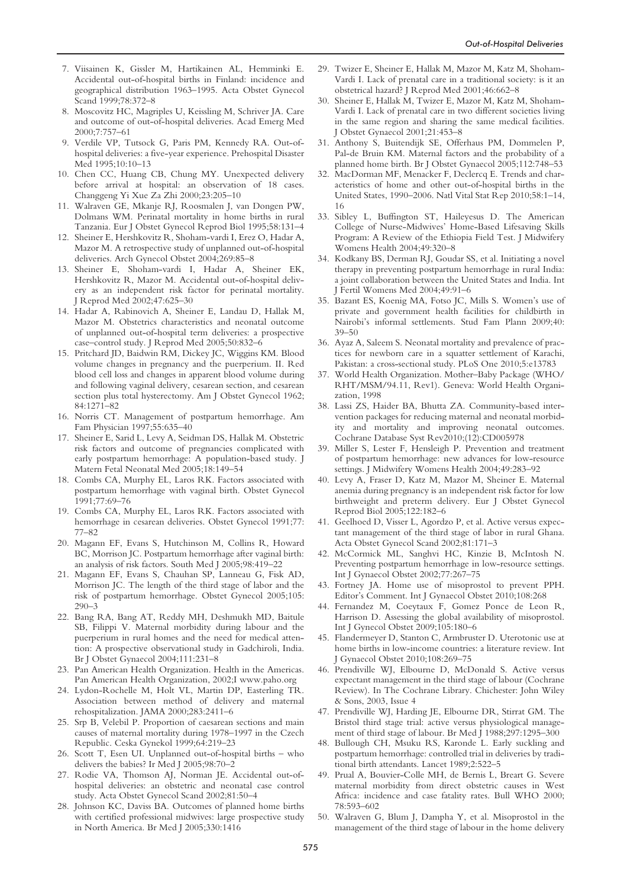7. Viisainen K, Gissler M, Hartikainen AL, Hemminki E. Accidental out-of-hospital births in Finland: incidence and geographical distribution 1963–1995. Acta Obstet Gynecol Scand 1999;78:372–8
8. Moscovitz HC, Magriples U, Keissling M, Schriver JA. Care and outcome of out-of-hospital deliveries. Acad Emerg Med 2000;7:757–61
9. Verdile VP, Tutsock G, Paris PM, Kennedy RA. Out-of-hospital deliveries: a five-year experience. Prehospital Disaster Med 1995;10:10–13
10. Chen CC, Huang CB, Chung MY. Unexpected delivery before arrival at hospital: an observation of 18 cases. Changgeng Yi Xue Za Zhi 2000;23:205–10
11. Walraven GE, Mkanje RJ, Roosmalen J, van Dongen PW, Dolmans WM. Perinatal mortality in home births in rural Tanzania. Eur J Obstet Gynecol Reprod Biol 1995;58:131–4
12. Sheiner E, Hershkovitz R, Shoham-vardi I, Erez O, Hadar A, Mazor M. A retrospective study of unplanned out-of-hospital deliveries. Arch Gynecol Obstet 2004;269:85–8
13. Sheiner E, Shoham-vardi I, Hadar A, Sheiner EK, Hershkovitz R, Mazor M. Accidental out-of-hospital delivery as an independent risk factor for perinatal mortality. J Reprod Med 2002;47:625–30
14. Hadar A, Rabinovich A, Sheiner E, Landau D, Hallak M, Mazor M. Obstetrics characteristics and neonatal outcome of unplanned out-of-hospital term deliveries: a prospective case–control study. J Reprod Med 2005;50:832–6
15. Pritchard JD, Baidwin RM, Dickey JC, Wiggins KM. Blood volume changes in pregnancy and the puerperium. II. Red blood cell loss and changes in apparent blood volume during and following vaginal delivery, cesarean section, and cesarean section plus total hysterectomy. Am J Obstet Gynecol 1962; 84:1271–82
16. Norris CT. Management of postpartum hemorrhage. Am Fam Physician 1997;55:635–40
17. Sheiner E, Sarid L, Levy A, Seidman DS, Hallak M. Obstetric risk factors and outcome of pregnancies complicated with early postpartum hemorrhage: A population-based study. J Matern Fetal Neonatal Med 2005;18:149–54
18. Combs CA, Murphy EL, Laros RK. Factors associated with postpartum hemorrhage with vaginal birth. Obstet Gynecol 1991;77:69–76
19. Combs CA, Murphy EL, Laros RK. Factors associated with hemorrhage in cesarean deliveries. Obstet Gynecol 1991;77: 77–82
20. Magann EF, Evans S, Hutchinson M, Collins R, Howard BC, Morrison JC. Postpartum hemorrhage after vaginal birth: an analysis of risk factors. South Med J 2005;98:419–22
21. Magann EF, Evans S, Chauhan SP, Lanneau G, Fisk AD, Morrison JC. The length of the third stage of labor and the risk of postpartum hemorrhage. Obstet Gynecol 2005;105: 290–3
22. Bang RA, Bang AT, Reddy MH, Deshmukh MD, Baitule SB, Filippi V. Maternal morbidity during labour and the puerperium in rural homes and the need for medical attention: A prospective observational study in Gadchiroli, India. Br J Obstet Gynaecol 2004;111:231–8
23. Pan American Health Organization. Health in the Americas. Pan American Health Organization, 2002;I www.paho.org
24. Lydon-Rochelle M, Holt VL, Martin DP, Easterling TR. Association between method of delivery and maternal rehospitalization. JAMA 2000;283:2411–6
25. Srp B, Velebil P. Proportion of caesarean sections and main causes of maternal mortality during 1978–1997 in the Czech Republic. Ceska Gynekol 1999;64:219–23
26. Scott T, Esen UI. Unplanned out-of-hospital births – who delivers the babies? Ir Med J 2005;98:70–2
27. Rodie VA, Thomson AJ, Norman JE. Accidental out-of-hospital deliveries: an obstetric and neonatal case control study. Acta Obstet Gynecol Scand 2002;81:50–4
28. Johnson KC, Daviss BA. Outcomes of planned home births with certified professional midwives: large prospective study in North America. Br Med J 2005;330:1416
29. Twizer E, Sheiner E, Hallak M, Mazor M, Katz M, Shoham-Vardi I. Lack of prenatal care in a traditional society: is it an obstetrical hazard? J Reprod Med 2001;46:662–8
30. Sheiner E, Hallak M, Twizer E, Mazor M, Katz M, Shoham-Vardi I. Lack of prenatal care in two different societies living in the same region and sharing the same medical facilities. J Obstet Gynaecol 2001;21:453–8
31. Anthony S, Buitendijk SE, Offerhaus PM, Dommelen P, Pal-de Bruin KM. Maternal factors and the probability of a planned home birth. Br J Obstet Gynaecol 2005;112:748–53
32. MacDorman MF, Menacker F, Declercq E. Trends and characteristics of home and other out-of-hospital births in the United States, 1990–2006. Natl Vital Stat Rep 2010;58:1–14, 16
33. Sibley L, Buffington ST, Haileyesus D. The American College of Nurse-Midwives' Home-Based Lifesaving Skills Program: A Review of the Ethiopia Field Test. J Midwifery Womens Health 2004;49:320–8
34. Kodkany BS, Derman RJ, Goudar SS, et al. Initiating a novel therapy in preventing postpartum hemorrhage in rural India: a joint collaboration between the United States and India. Int J Fertil Womens Med 2004;49:91–6
35. Bazant ES, Koenig MA, Fotso JC, Mills S. Women's use of private and government health facilities for childbirth in Nairobi's informal settlements. Stud Fam Plann 2009;40: 39–50
36. Ayaz A, Saleem S. Neonatal mortality and prevalence of practices for newborn care in a squatter settlement of Karachi, Pakistan: a cross-sectional study. PLoS One 2010;5:e13783
37. World Health Organization. Mother–Baby Package (WHO/RHT/MSM/94.11, Rev1). Geneva: World Health Organization, 1998
38. Lassi ZS, Haider BA, Bhutta ZA. Community-based intervention packages for reducing maternal and neonatal morbidity and mortality and improving neonatal outcomes. Cochrane Database Syst Rev2010;(12):CD005978
39. Miller S, Lester F, Hensleigh P. Prevention and treatment of postpartum hemorrhage: new advances for low-resource settings. J Midwifery Womens Health 2004;49:283–92
40. Levy A, Fraser D, Katz M, Mazor M, Sheiner E. Maternal anemia during pregnancy is an independent risk factor for low birthweight and preterm delivery. Eur J Obstet Gynecol Reprod Biol 2005;122:182–6
41. Geelhoed D, Visser L, Agordzo P, et al. Active versus expectant management of the third stage of labor in rural Ghana. Acta Obstet Gynecol Scand 2002;81:171–3
42. McCormick ML, Sanghvi HC, Kinzie B, McIntosh N. Preventing postpartum hemorrhage in low-resource settings. Int J Gynaecol Obstet 2002;77:267–75
43. Fortney JA. Home use of misoprostol to prevent PPH. Editor's Comment. Int J Gynaecol Obstet 2010;108:268
44. Fernandez M, Coeytaux F, Gomez Ponce de Leon R, Harrison D. Assessing the global availability of misoprostol. Int J Gynecol Obstet 2009;105:180–6
45. Flandermeyer D, Stanton C, Armbruster D. Uterotonic use at home births in low-income countries: a literature review. Int J Gynaecol Obstet 2010;108:269–75
46. Prendiville WJ, Elbourne D, McDonald S. Active versus expectant management in the third stage of labour (Cochrane Review). In The Cochrane Library. Chichester: John Wiley & Sons, 2003, Issue 4
47. Prendiville WJ, Harding JE, Elbourne DR, Stirrat GM. The Bristol third stage trial: active versus physiological management of third stage of labour. Br Med J 1988;297:1295–300
48. Bullough CH, Msuku RS, Karonde L. Early suckling and postpartum hemorrhage: controlled trial in deliveries by traditional birth attendants. Lancet 1989;2:522–5
49. Prual A, Bouvier-Colle MH, de Bernis L, Breart G. Severe maternal morbidity from direct obstetric causes in West Africa: incidence and case fatality rates. Bull WHO 2000; 78:593–602
50. Walraven G, Blum J, Dampha Y, et al. Misoprostol in the management of the third stage of labour in the home delivery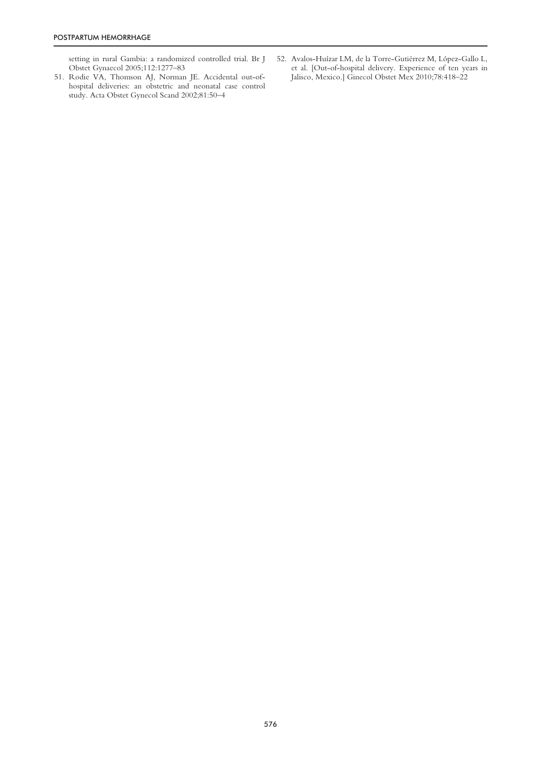setting in rural Gambia: a randomized controlled trial. Br J Obstet Gynaecol 2005;112:1277–83

51. Rodie VA, Thomson AJ, Norman JE. Accidental out-of-hospital deliveries: an obstetric and neonatal case control study. Acta Obstet Gynecol Scand 2002;81:50–4

52. Avalos-Huízar LM, de la Torre-Gutiérrez M, López-Gallo L, et al. [Out-of-hospital delivery. Experience of ten years in Jalisco, Mexico.] Ginecol Obstet Mex 2010;78:418–22